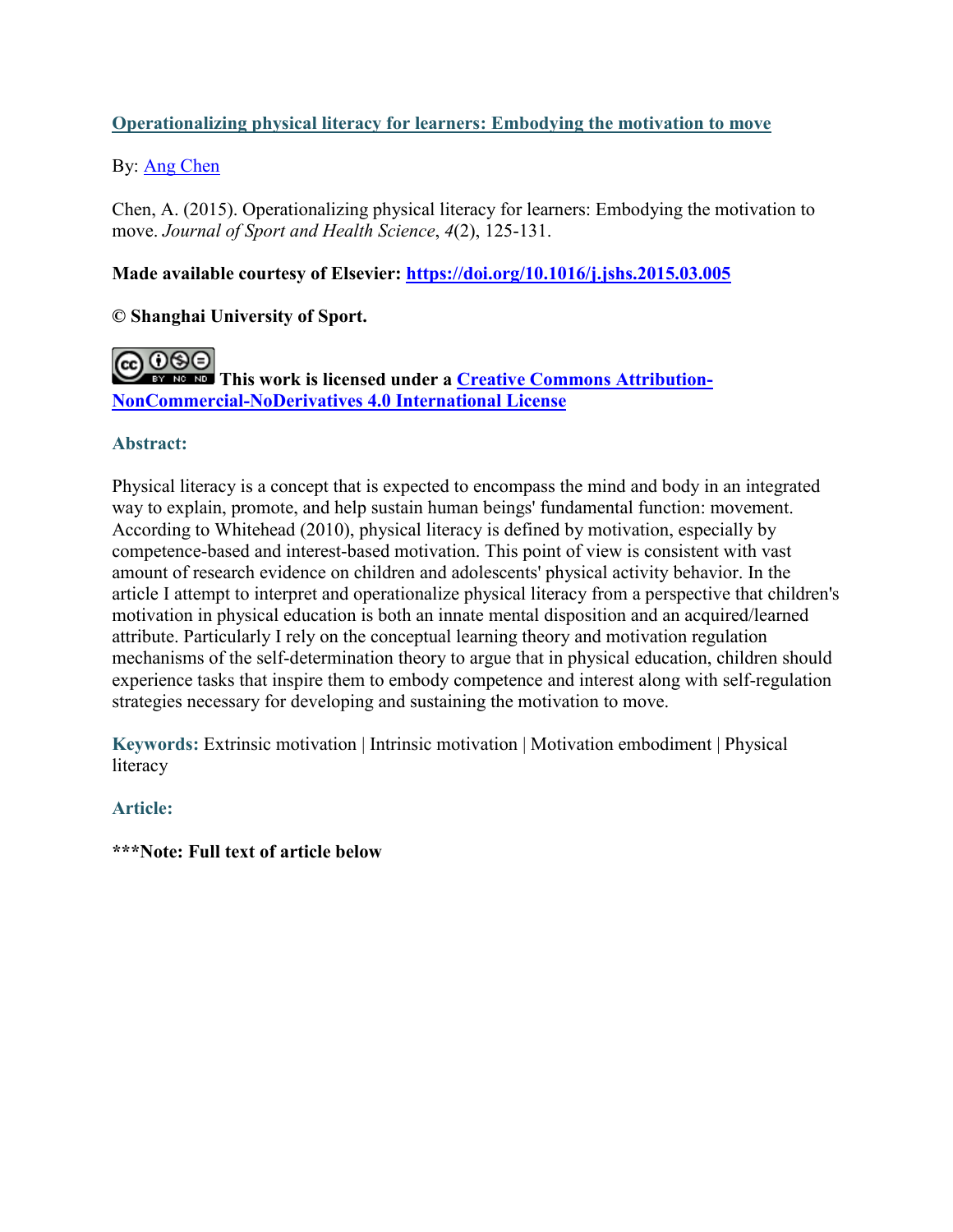**Operationalizing physical literacy for learners: Embodying the motivation to move**

By: Ang Chen

Chen, A. (2015). Operationalizing physical literacy for learners: Embodying the motivation to move. *Journal of Sport and Health Science*, *4*(2), 125-131.

**Made available courtesy of Elsevier: https://doi.org/10.1016/j.jshs.2015.03.005**

**© Shanghai University of Sport.**

**This work is licensed under a Creative Commons Attribution-NonCommercial-NoDerivatives 4.0 International License**

**Abstract:**

Physical literacy is a concept that is expected to encompass the mind and body in an integrated way to explain, promote, and help sustain human beings' fundamental function: movement. According to Whitehead (2010), physical literacy is defined by motivation, especially by competence-based and interest-based motivation. This point of view is consistent with vast amount of research evidence on children and adolescents' physical activity behavior. In the article I attempt to interpret and operationalize physical literacy from a perspective that children's motivation in physical education is both an innate mental disposition and an acquired/learned attribute. Particularly I rely on the conceptual learning theory and motivation regulation mechanisms of the self-determination theory to argue that in physical education, children should experience tasks that inspire them to embody competence and interest along with self-regulation strategies necessary for developing and sustaining the motivation to move.

**Keywords:** Extrinsic motivation | Intrinsic motivation | Motivation embodiment | Physical literacy

**Article:**

**\*\*\*Note: Full text of article below**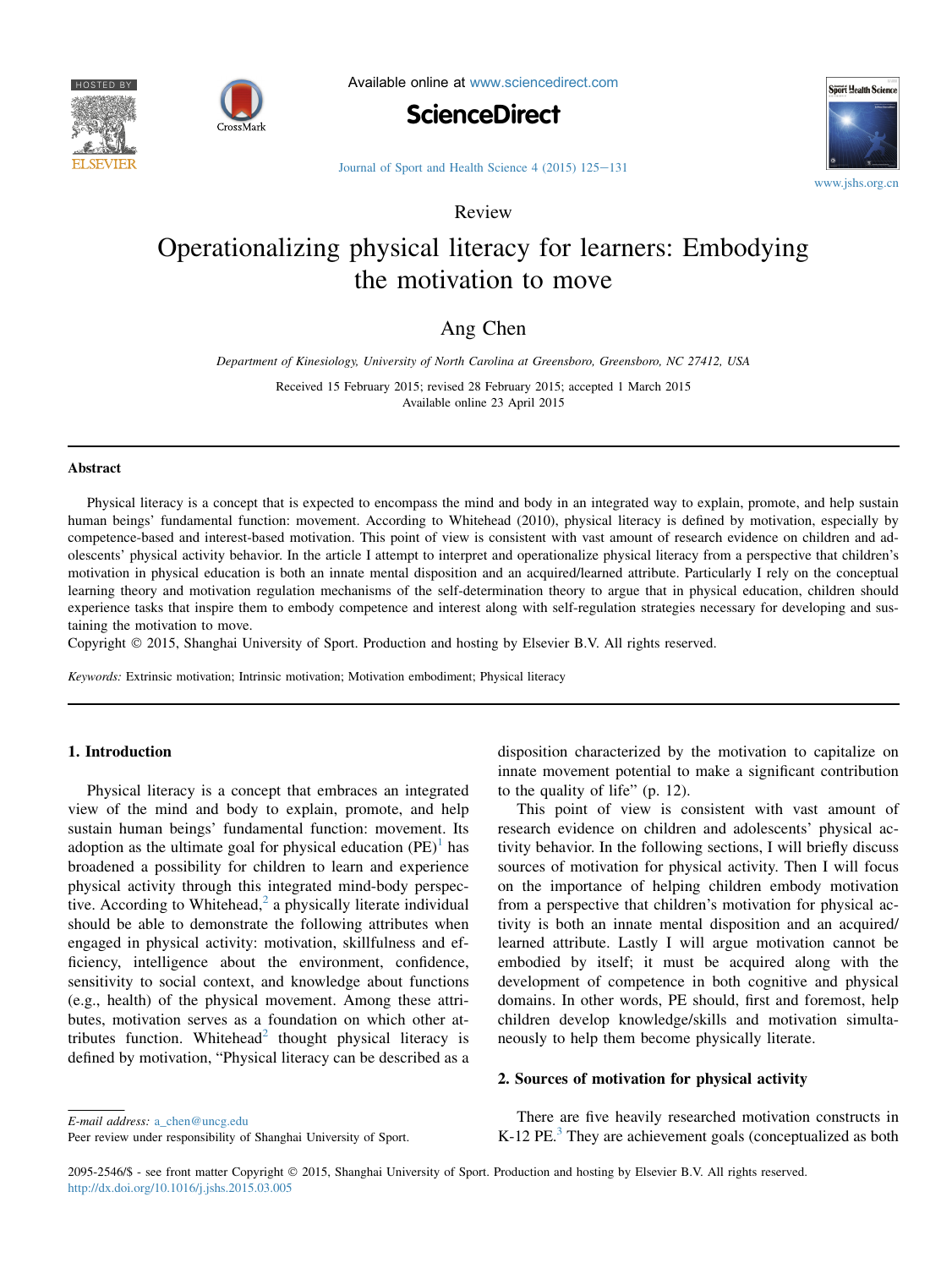Review

# Operationalizing physical literacy for learners: Embodying the motivation to move

Ang Chen

*Department of Kinesiology, University of North Carolina at Greensboro, Greensboro, NC 27412, USA*

Received 15 February 2015; revised 28 February 2015; accepted 1 March 2015
Available online 23 April 2015

## Abstract

Physical literacy is a concept that is expected to encompass the mind and body in an integrated way to explain, promote, and help sustain human beings' fundamental function: movement. According to Whitehead (2010), physical literacy is defined by motivation, especially by competence-based and interest-based motivation. This point of view is consistent with vast amount of research evidence on children and adolescents' physical activity behavior. In the article I attempt to interpret and operationalize physical literacy from a perspective that children's motivation in physical education is both an innate mental disposition and an acquired/learned attribute. Particularly I rely on the conceptual learning theory and motivation regulation mechanisms of the self-determination theory to argue that in physical education, children should experience tasks that inspire them to embody competence and interest along with self-regulation strategies necessary for developing and sustaining the motivation to move.

Copyright © 2015, Shanghai University of Sport. Production and hosting by Elsevier B.V. All rights reserved.

*Keywords:* Extrinsic motivation; Intrinsic motivation; Motivation embodiment; Physical literacy

## 1. Introduction

Physical literacy is a concept that embraces an integrated view of the mind and body to explain, promote, and help sustain human beings' fundamental function: movement. Its adoption as the ultimate goal for physical education (PE)[1] has broadened a possibility for children to learn and experience physical activity through this integrated mind-body perspective. According to Whitehead,[2] a physically literate individual should be able to demonstrate the following attributes when engaged in physical activity: motivation, skillfulness and efficiency, intelligence about the environment, confidence, sensitivity to social context, and knowledge about functions (e.g., health) of the physical movement. Among these attributes, motivation serves as a foundation on which other attributes function. Whitehead[2] thought physical literacy is defined by motivation, "Physical literacy can be described as a disposition characterized by the motivation to capitalize on innate movement potential to make a significant contribution to the quality of life" (p. 12).

This point of view is consistent with vast amount of research evidence on children and adolescents' physical activity behavior. In the following sections, I will briefly discuss sources of motivation for physical activity. Then I will focus on the importance of helping children embody motivation from a perspective that children's motivation for physical activity is both an innate mental disposition and an acquired/learned attribute. Lastly I will argue motivation cannot be embodied by itself; it must be acquired along with the development of competence in both cognitive and physical domains. In other words, PE should, first and foremost, help children develop knowledge/skills and motivation simultaneously to help them become physically literate.

## 2. Sources of motivation for physical activity

There are five heavily researched motivation constructs in K-12 PE.[3] They are achievement goals (conceptualized as both

*E-mail address:* a_chen@uncg.edu
Peer review under responsibility of Shanghai University of Sport.

2095-2546/$ - see front matter Copyright © 2015, Shanghai University of Sport. Production and hosting by Elsevier B.V. All rights reserved.
http://dx.doi.org/10.1016/j.jshs.2015.03.005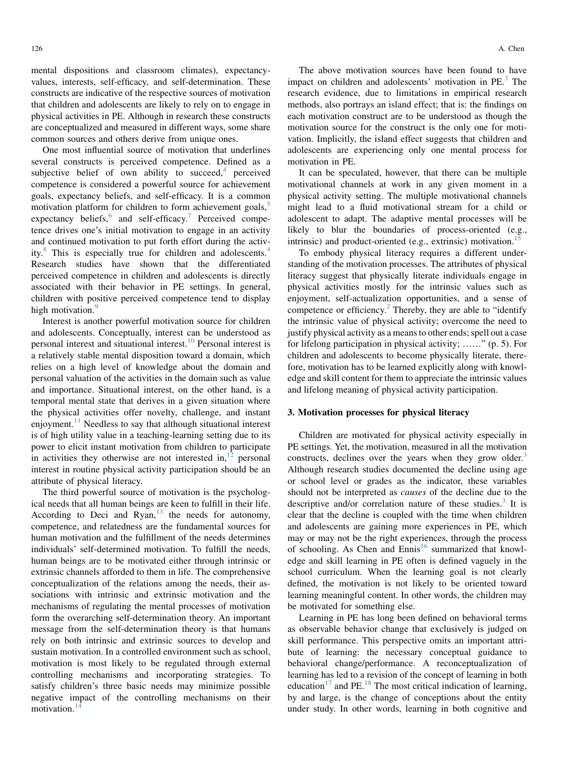mental dispositions and classroom climates), expectancy-values, interests, self-efficacy, and self-determination. These constructs are indicative of the respective sources of motivation that children and adolescents are likely to rely on to engage in physical activities in PE. Although in research these constructs are conceptualized and measured in different ways, some share common sources and others derive from unique ones.

One most influential source of motivation that underlines several constructs is perceived competence. Defined as a subjective belief of own ability to succeed,[4] perceived competence is considered a powerful source for achievement goals, expectancy beliefs, and self-efficacy. It is a common motivation platform for children to form achievement goals,[5] expectancy beliefs,[6] and self-efficacy.[7] Perceived competence drives one's initial motivation to engage in an activity and continued motivation to put forth effort during the activity.[8] This is especially true for children and adolescents.[4] Research studies have shown that the differentiated perceived competence in children and adolescents is directly associated with their behavior in PE settings. In general, children with positive perceived competence tend to display high motivation.[9]

Interest is another powerful motivation source for children and adolescents. Conceptually, interest can be understood as personal interest and situational interest.[10] Personal interest is a relatively stable mental disposition toward a domain, which relies on a high level of knowledge about the domain and personal valuation of the activities in the domain such as value and importance. Situational interest, on the other hand, is a temporal mental state that derives in a given situation where the physical activities offer novelty, challenge, and instant enjoyment.[11] Needless to say that although situational interest is of high utility value in a teaching-learning setting due to its power to elicit instant motivation from children to participate in activities they otherwise are not interested in,[12] personal interest in routine physical activity participation should be an attribute of physical literacy.

The third powerful source of motivation is the psychological needs that all human beings are keen to fulfill in their life. According to Deci and Ryan,[13] the needs for autonomy, competence, and relatedness are the fundamental sources for human motivation and the fulfillment of the needs determines individuals' self-determined motivation. To fulfill the needs, human beings are to be motivated either through intrinsic or extrinsic channels afforded to them in life. The comprehensive conceptualization of the relations among the needs, their associations with intrinsic and extrinsic motivation and the mechanisms of regulating the mental processes of motivation form the overarching self-determination theory. An important message from the self-determination theory is that humans rely on both intrinsic and extrinsic sources to develop and sustain motivation. In a controlled environment such as school, motivation is most likely to be regulated through external controlling mechanisms and incorporating strategies. To satisfy children's three basic needs may minimize possible negative impact of the controlling mechanisms on their motivation.[14]

The above motivation sources have been found to have impact on children and adolescents' motivation in PE.[3] The research evidence, due to limitations in empirical research methods, also portrays an island effect; that is: the findings on each motivation construct are to be understood as though the motivation source for the construct is the only one for motivation. Implicitly, the island effect suggests that children and adolescents are experiencing only one mental process for motivation in PE.

It can be speculated, however, that there can be multiple motivational channels at work in any given moment in a physical activity setting. The multiple motivational channels might lead to a fluid motivational stream for a child or adolescent to adapt. The adaptive mental processes will be likely to blur the boundaries of process-oriented (e.g., intrinsic) and product-oriented (e.g., extrinsic) motivation.[15]

To embody physical literacy requires a different understanding of the motivation processes. The attributes of physical literacy suggest that physically literate individuals engage in physical activities mostly for the intrinsic values such as enjoyment, self-actualization opportunities, and a sense of competence or efficiency.[2] Thereby, they are able to "identify the intrinsic value of physical activity; overcome the need to justify physical activity as a means to other ends; spell out a case for lifelong participation in physical activity; ……" (p. 5). For children and adolescents to become physically literate, therefore, motivation has to be learned explicitly along with knowledge and skill content for them to appreciate the intrinsic values and lifelong meaning of physical activity participation.

## 3. Motivation processes for physical literacy

Children are motivated for physical activity especially in PE settings. Yet, the motivation, measured in all the motivation constructs, declines over the years when they grow older.[3] Although research studies documented the decline using age or school level or grades as the indicator, these variables should not be interpreted as *causes* of the decline due to the descriptive and/or correlation nature of these studies.[3] It is clear that the decline is coupled with the time when children and adolescents are gaining more experiences in PE, which may or may not be the right experiences, through the process of schooling. As Chen and Ennis[16] summarized that knowledge and skill learning in PE often is defined vaguely in the school curriculum. When the learning goal is not clearly defined, the motivation is not likely to be oriented toward learning meaningful content. In other words, the children may be motivated for something else.

Learning in PE has long been defined on behavioral terms as observable behavior change that exclusively is judged on skill performance. This perspective omits an important attribute of learning: the necessary conceptual guidance to behavioral change/performance. A reconceptualization of learning has led to a revision of the concept of learning in both education[17] and PE.[18] The most critical indication of learning, by and large, is the change of conceptions about the entity under study. In other words, learning in both cognitive and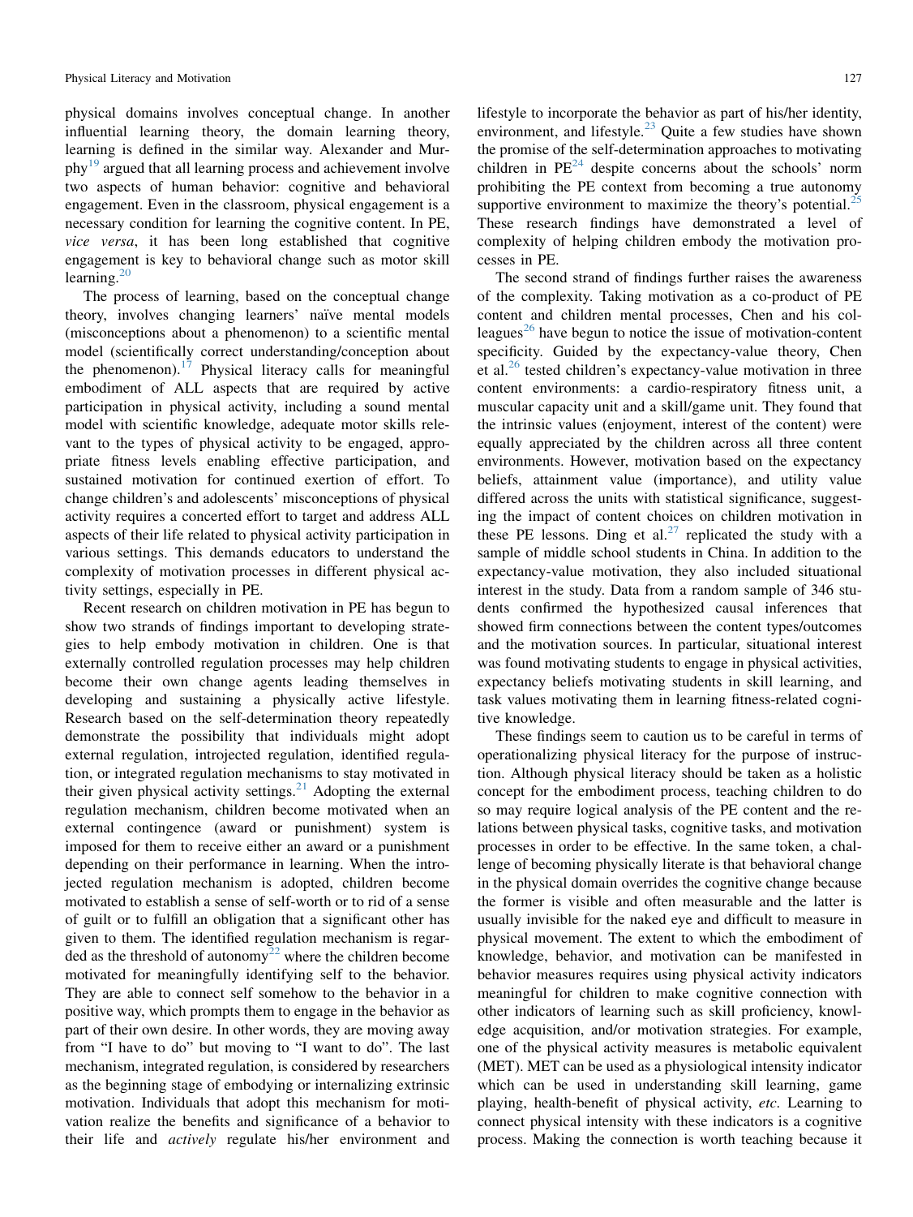physical domains involves conceptual change. In another influential learning theory, the domain learning theory, learning is defined in the similar way. Alexander and Murphy[19] argued that all learning process and achievement involve two aspects of human behavior: cognitive and behavioral engagement. Even in the classroom, physical engagement is a necessary condition for learning the cognitive content. In PE, *vice versa*, it has been long established that cognitive engagement is key to behavioral change such as motor skill learning.[20]

The process of learning, based on the conceptual change theory, involves changing learners' naïve mental models (misconceptions about a phenomenon) to a scientific mental model (scientifically correct understanding/conception about the phenomenon).[17] Physical literacy calls for meaningful embodiment of ALL aspects that are required by active participation in physical activity, including a sound mental model with scientific knowledge, adequate motor skills relevant to the types of physical activity to be engaged, appropriate fitness levels enabling effective participation, and sustained motivation for continued exertion of effort. To change children's and adolescents' misconceptions of physical activity requires a concerted effort to target and address ALL aspects of their life related to physical activity participation in various settings. This demands educators to understand the complexity of motivation processes in different physical activity settings, especially in PE.

Recent research on children motivation in PE has begun to show two strands of findings important to developing strategies to help embody motivation in children. One is that externally controlled regulation processes may help children become their own change agents leading themselves in developing and sustaining a physically active lifestyle. Research based on the self-determination theory repeatedly demonstrate the possibility that individuals might adopt external regulation, introjected regulation, identified regulation, or integrated regulation mechanisms to stay motivated in their given physical activity settings.[21] Adopting the external regulation mechanism, children become motivated when an external contingence (award or punishment) system is imposed for them to receive either an award or a punishment depending on their performance in learning. When the introjected regulation mechanism is adopted, children become motivated to establish a sense of self-worth or to rid of a sense of guilt or to fulfill an obligation that a significant other has given to them. The identified regulation mechanism is regarded as the threshold of autonomy[22] where the children become motivated for meaningfully identifying self to the behavior. They are able to connect self somehow to the behavior in a positive way, which prompts them to engage in the behavior as part of their own desire. In other words, they are moving away from "I have to do" but moving to "I want to do". The last mechanism, integrated regulation, is considered by researchers as the beginning stage of embodying or internalizing extrinsic motivation. Individuals that adopt this mechanism for motivation realize the benefits and significance of a behavior to their life and *actively* regulate his/her environment and lifestyle to incorporate the behavior as part of his/her identity, environment, and lifestyle.[23] Quite a few studies have shown the promise of the self-determination approaches to motivating children in PE[24] despite concerns about the schools' norm prohibiting the PE context from becoming a true autonomy supportive environment to maximize the theory's potential.[25] These research findings have demonstrated a level of complexity of helping children embody the motivation processes in PE.

The second strand of findings further raises the awareness of the complexity. Taking motivation as a co-product of PE content and children mental processes, Chen and his colleagues[26] have begun to notice the issue of motivation-content specificity. Guided by the expectancy-value theory, Chen et al.[26] tested children's expectancy-value motivation in three content environments: a cardio-respiratory fitness unit, a muscular capacity unit and a skill/game unit. They found that the intrinsic values (enjoyment, interest of the content) were equally appreciated by the children across all three content environments. However, motivation based on the expectancy beliefs, attainment value (importance), and utility value differed across the units with statistical significance, suggesting the impact of content choices on children motivation in these PE lessons. Ding et al.[27] replicated the study with a sample of middle school students in China. In addition to the expectancy-value motivation, they also included situational interest in the study. Data from a random sample of 346 students confirmed the hypothesized causal inferences that showed firm connections between the content types/outcomes and the motivation sources. In particular, situational interest was found motivating students to engage in physical activities, expectancy beliefs motivating students in skill learning, and task values motivating them in learning fitness-related cognitive knowledge.

These findings seem to caution us to be careful in terms of operationalizing physical literacy for the purpose of instruction. Although physical literacy should be taken as a holistic concept for the embodiment process, teaching children to do so may require logical analysis of the PE content and the relations between physical tasks, cognitive tasks, and motivation processes in order to be effective. In the same token, a challenge of becoming physically literate is that behavioral change in the physical domain overrides the cognitive change because the former is visible and often measurable and the latter is usually invisible for the naked eye and difficult to measure in physical movement. The extent to which the embodiment of knowledge, behavior, and motivation can be manifested in behavior measures requires using physical activity indicators meaningful for children to make cognitive connection with other indicators of learning such as skill proficiency, knowledge acquisition, and/or motivation strategies. For example, one of the physical activity measures is metabolic equivalent (MET). MET can be used as a physiological intensity indicator which can be used in understanding skill learning, game playing, health-benefit of physical activity, *etc*. Learning to connect physical intensity with these indicators is a cognitive process. Making the connection is worth teaching because it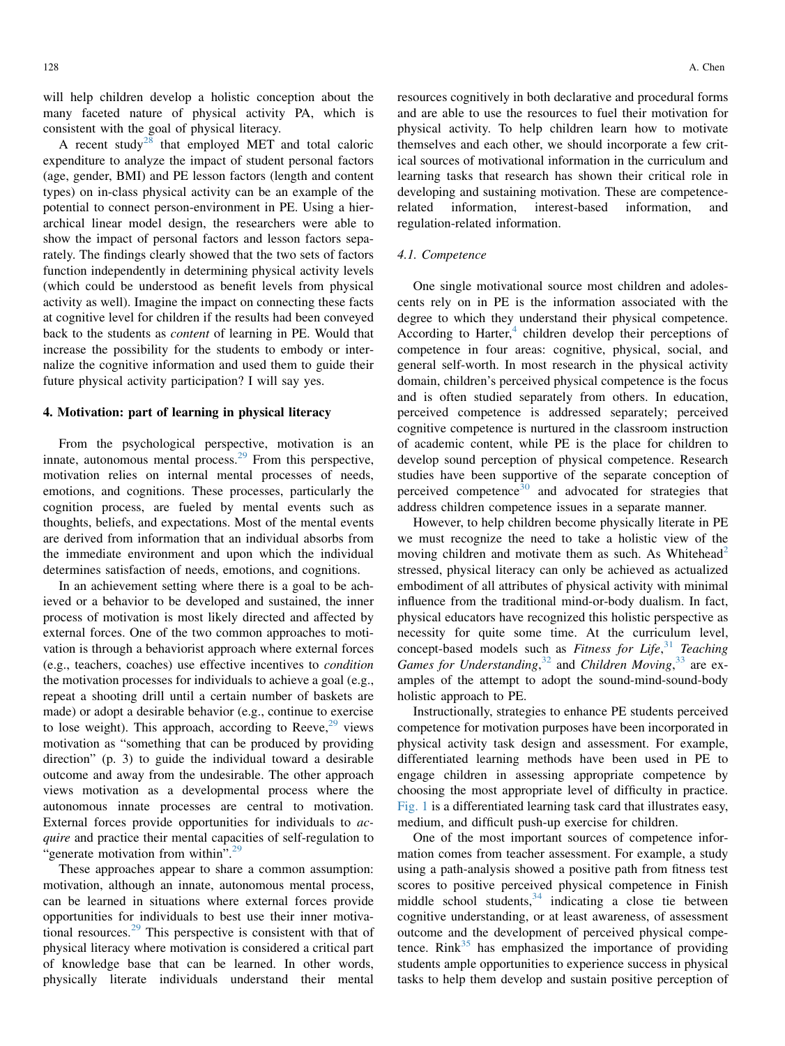will help children develop a holistic conception about the many faceted nature of physical activity PA, which is consistent with the goal of physical literacy.

A recent study[28] that employed MET and total caloric expenditure to analyze the impact of student personal factors (age, gender, BMI) and PE lesson factors (length and content types) on in-class physical activity can be an example of the potential to connect person-environment in PE. Using a hierarchical linear model design, the researchers were able to show the impact of personal factors and lesson factors separately. The findings clearly showed that the two sets of factors function independently in determining physical activity levels (which could be understood as benefit levels from physical activity as well). Imagine the impact on connecting these facts at cognitive level for children if the results had been conveyed back to the students as *content* of learning in PE. Would that increase the possibility for the students to embody or internalize the cognitive information and used them to guide their future physical activity participation? I will say yes.

## 4. Motivation: part of learning in physical literacy

From the psychological perspective, motivation is an innate, autonomous mental process.[29] From this perspective, motivation relies on internal mental processes of needs, emotions, and cognitions. These processes, particularly the cognition process, are fueled by mental events such as thoughts, beliefs, and expectations. Most of the mental events are derived from information that an individual absorbs from the immediate environment and upon which the individual determines satisfaction of needs, emotions, and cognitions.

In an achievement setting where there is a goal to be achieved or a behavior to be developed and sustained, the inner process of motivation is most likely directed and affected by external forces. One of the two common approaches to motivation is through a behaviorist approach where external forces (e.g., teachers, coaches) use effective incentives to *condition* the motivation processes for individuals to achieve a goal (e.g., repeat a shooting drill until a certain number of baskets are made) or adopt a desirable behavior (e.g., continue to exercise to lose weight). This approach, according to Reeve,[29] views motivation as "something that can be produced by providing direction" (p. 3) to guide the individual toward a desirable outcome and away from the undesirable. The other approach views motivation as a developmental process where the autonomous innate processes are central to motivation. External forces provide opportunities for individuals to *acquire* and practice their mental capacities of self-regulation to "generate motivation from within".[29]

These approaches appear to share a common assumption: motivation, although an innate, autonomous mental process, can be learned in situations where external forces provide opportunities for individuals to best use their inner motivational resources.[29] This perspective is consistent with that of physical literacy where motivation is considered a critical part of knowledge base that can be learned. In other words, physically literate individuals understand their mental resources cognitively in both declarative and procedural forms and are able to use the resources to fuel their motivation for physical activity. To help children learn how to motivate themselves and each other, we should incorporate a few critical sources of motivational information in the curriculum and learning tasks that research has shown their critical role in developing and sustaining motivation. These are competence-related information, interest-based information, and regulation-related information.

### 4.1. Competence

One single motivational source most children and adolescents rely on in PE is the information associated with the degree to which they understand their physical competence. According to Harter,[4] children develop their perceptions of competence in four areas: cognitive, physical, social, and general self-worth. In most research in the physical activity domain, children's perceived physical competence is the focus and is often studied separately from others. In education, perceived competence is addressed separately; perceived cognitive competence is nurtured in the classroom instruction of academic content, while PE is the place for children to develop sound perception of physical competence. Research studies have been supportive of the separate conception of perceived competence[30] and advocated for strategies that address children competence issues in a separate manner.

However, to help children become physically literate in PE we must recognize the need to take a holistic view of the moving children and motivate them as such. As Whitehead[2] stressed, physical literacy can only be achieved as actualized embodiment of all attributes of physical activity with minimal influence from the traditional mind-or-body dualism. In fact, physical educators have recognized this holistic perspective as necessity for quite some time. At the curriculum level, concept-based models such as *Fitness for Life*,[31] *Teaching Games for Understanding*,[32] and *Children Moving*,[33] are examples of the attempt to adopt the sound-mind-sound-body holistic approach to PE.

Instructionally, strategies to enhance PE students perceived competence for motivation purposes have been incorporated in physical activity task design and assessment. For example, differentiated learning methods have been used in PE to engage children in assessing appropriate competence by choosing the most appropriate level of difficulty in practice. Fig. 1 is a differentiated learning task card that illustrates easy, medium, and difficult push-up exercise for children.

One of the most important sources of competence information comes from teacher assessment. For example, a study using a path-analysis showed a positive path from fitness test scores to positive perceived physical competence in Finish middle school students,[34] indicating a close tie between cognitive understanding, or at least awareness, of assessment outcome and the development of perceived physical competence. Rink[35] has emphasized the importance of providing students ample opportunities to experience success in physical tasks to help them develop and sustain positive perception of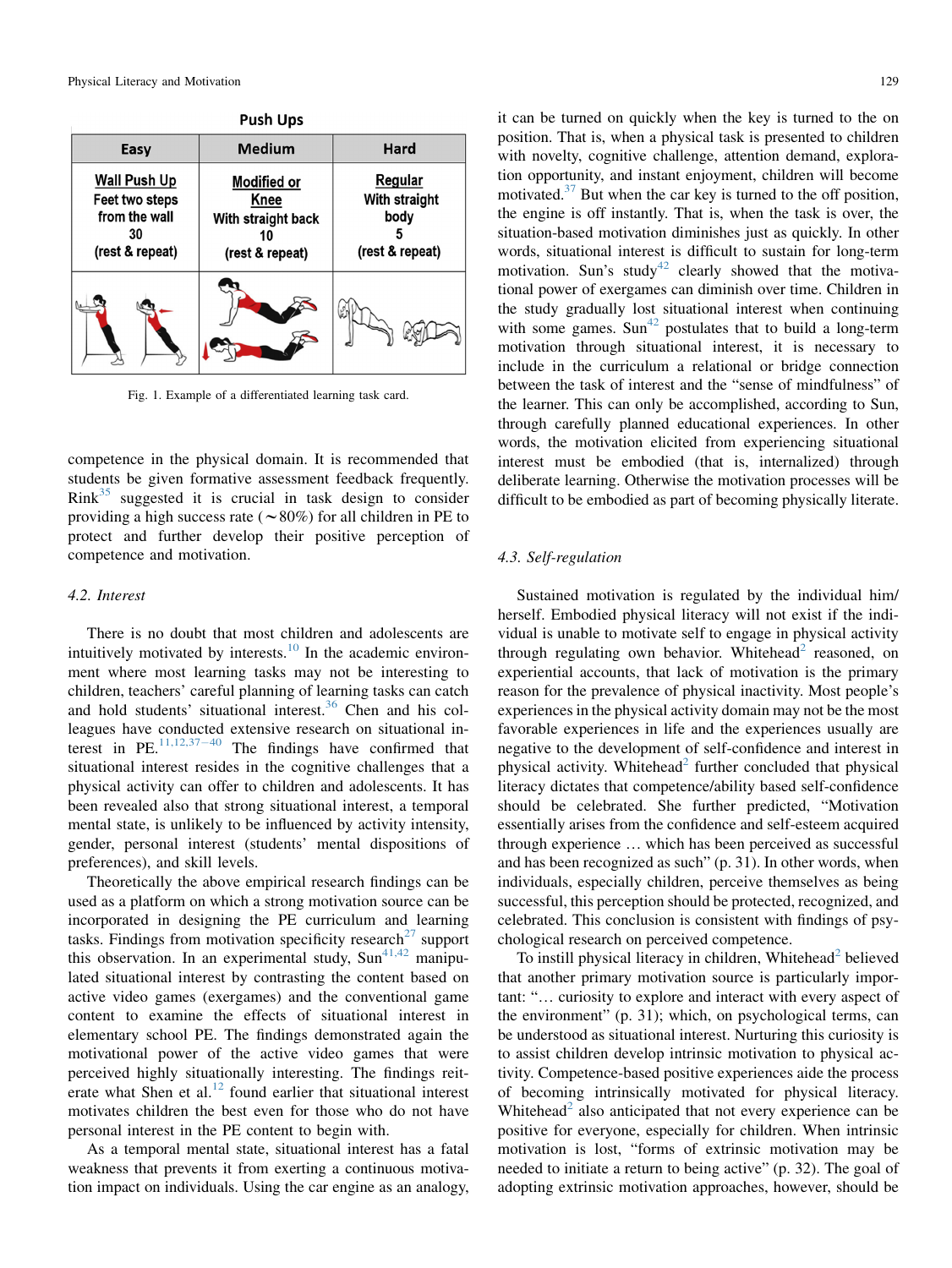Push Ups

| Easy | Medium | Hard |
| --- | --- | --- |
| Wall Push Up<br>Feet two steps from the wall<br>30<br>(rest & repeat) | Modified or Knee<br>With straight back<br>10<br>(rest & repeat) | Regular<br>With straight body<br>5<br>(rest & repeat) |

Fig. 1. Example of a differentiated learning task card.

competence in the physical domain. It is recommended that students be given formative assessment feedback frequently. Rink[35] suggested it is crucial in task design to consider providing a high success rate (~80%) for all children in PE to protect and further develop their positive perception of competence and motivation.

### 4.2. Interest

There is no doubt that most children and adolescents are intuitively motivated by interests.[10] In the academic environment where most learning tasks may not be interesting to children, teachers' careful planning of learning tasks can catch and hold students' situational interest.[36] Chen and his colleagues have conducted extensive research on situational interest in PE.[11,12,37–40] The findings have confirmed that situational interest resides in the cognitive challenges that a physical activity can offer to children and adolescents. It has been revealed also that strong situational interest, a temporal mental state, is unlikely to be influenced by activity intensity, gender, personal interest (students' mental dispositions of preferences), and skill levels.

Theoretically the above empirical research findings can be used as a platform on which a strong motivation source can be incorporated in designing the PE curriculum and learning tasks. Findings from motivation specificity research[27] support this observation. In an experimental study, Sun[41,42] manipulated situational interest by contrasting the content based on active video games (exergames) and the conventional game content to examine the effects of situational interest in elementary school PE. The findings demonstrated again the motivational power of the active video games that were perceived highly situationally interesting. The findings reiterate what Shen et al.[12] found earlier that situational interest motivates children the best even for those who do not have personal interest in the PE content to begin with.

As a temporal mental state, situational interest has a fatal weakness that prevents it from exerting a continuous motivation impact on individuals. Using the car engine as an analogy, it can be turned on quickly when the key is turned to the on position. That is, when a physical task is presented to children with novelty, cognitive challenge, attention demand, exploration opportunity, and instant enjoyment, children will become motivated.[37] But when the car key is turned to the off position, the engine is off instantly. That is, when the task is over, the situation-based motivation diminishes just as quickly. In other words, situational interest is difficult to sustain for long-term motivation. Sun's study[42] clearly showed that the motivational power of exergames can diminish over time. Children in the study gradually lost situational interest when continuing with some games. Sun[42] postulates that to build a long-term motivation through situational interest, it is necessary to include in the curriculum a relational or bridge connection between the task of interest and the "sense of mindfulness" of the learner. This can only be accomplished, according to Sun, through carefully planned educational experiences. In other words, the motivation elicited from experiencing situational interest must be embodied (that is, internalized) through deliberate learning. Otherwise the motivation processes will be difficult to be embodied as part of becoming physically literate.

### 4.3. Self-regulation

Sustained motivation is regulated by the individual him/herself. Embodied physical literacy will not exist if the individual is unable to motivate self to engage in physical activity through regulating own behavior. Whitehead[2] reasoned, on experiential accounts, that lack of motivation is the primary reason for the prevalence of physical inactivity. Most people's experiences in the physical activity domain may not be the most favorable experiences in life and the experiences usually are negative to the development of self-confidence and interest in physical activity. Whitehead[2] further concluded that physical literacy dictates that competence/ability based self-confidence should be celebrated. She further predicted, "Motivation essentially arises from the confidence and self-esteem acquired through experience … which has been perceived as successful and has been recognized as such" (p. 31). In other words, when individuals, especially children, perceive themselves as being successful, this perception should be protected, recognized, and celebrated. This conclusion is consistent with findings of psychological research on perceived competence.

To instill physical literacy in children, Whitehead[2] believed that another primary motivation source is particularly important: "… curiosity to explore and interact with every aspect of the environment" (p. 31); which, on psychological terms, can be understood as situational interest. Nurturing this curiosity is to assist children develop intrinsic motivation to physical activity. Competence-based positive experiences aide the process of becoming intrinsically motivated for physical literacy. Whitehead[2] also anticipated that not every experience can be positive for everyone, especially for children. When intrinsic motivation is lost, "forms of extrinsic motivation may be needed to initiate a return to being active" (p. 32). The goal of adopting extrinsic motivation approaches, however, should be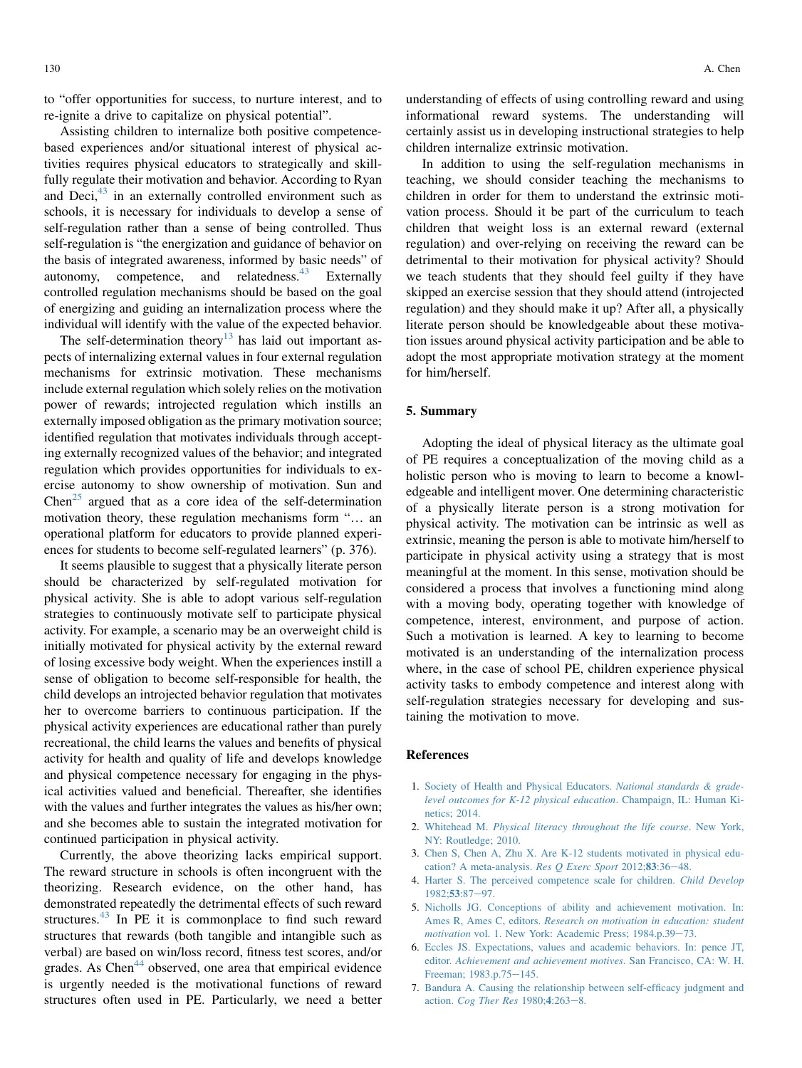to "offer opportunities for success, to nurture interest, and to re-ignite a drive to capitalize on physical potential".

Assisting children to internalize both positive competence-based experiences and/or situational interest of physical activities requires physical educators to strategically and skillfully regulate their motivation and behavior. According to Ryan and Deci,[43] in an externally controlled environment such as schools, it is necessary for individuals to develop a sense of self-regulation rather than a sense of being controlled. Thus self-regulation is "the energization and guidance of behavior on the basis of integrated awareness, informed by basic needs" of autonomy, competence, and relatedness.[43] Externally controlled regulation mechanisms should be based on the goal of energizing and guiding an internalization process where the individual will identify with the value of the expected behavior.

The self-determination theory[13] has laid out important aspects of internalizing external values in four external regulation mechanisms for extrinsic motivation. These mechanisms include external regulation which solely relies on the motivation power of rewards; introjected regulation which instills an externally imposed obligation as the primary motivation source; identified regulation that motivates individuals through accepting externally recognized values of the behavior; and integrated regulation which provides opportunities for individuals to exercise autonomy to show ownership of motivation. Sun and Chen[25] argued that as a core idea of the self-determination motivation theory, these regulation mechanisms form "… an operational platform for educators to provide planned experiences for students to become self-regulated learners" (p. 376).

It seems plausible to suggest that a physically literate person should be characterized by self-regulated motivation for physical activity. She is able to adopt various self-regulation strategies to continuously motivate self to participate physical activity. For example, a scenario may be an overweight child is initially motivated for physical activity by the external reward of losing excessive body weight. When the experiences instill a sense of obligation to become self-responsible for health, the child develops an introjected behavior regulation that motivates her to overcome barriers to continuous participation. If the physical activity experiences are educational rather than purely recreational, the child learns the values and benefits of physical activity for health and quality of life and develops knowledge and physical competence necessary for engaging in the physical activities valued and beneficial. Thereafter, she identifies with the values and further integrates the values as his/her own; and she becomes able to sustain the integrated motivation for continued participation in physical activity.

Currently, the above theorizing lacks empirical support. The reward structure in schools is often incongruent with the theorizing. Research evidence, on the other hand, has demonstrated repeatedly the detrimental effects of such reward structures.[43] In PE it is commonplace to find such reward structures that rewards (both tangible and intangible such as verbal) are based on win/loss record, fitness test scores, and/or grades. As Chen[44] observed, one area that empirical evidence is urgently needed is the motivational functions of reward structures often used in PE. Particularly, we need a better understanding of effects of using controlling reward and using informational reward systems. The understanding will certainly assist us in developing instructional strategies to help children internalize extrinsic motivation.

In addition to using the self-regulation mechanisms in teaching, we should consider teaching the mechanisms to children in order for them to understand the extrinsic motivation process. Should it be part of the curriculum to teach children that weight loss is an external reward (external regulation) and over-relying on receiving the reward can be detrimental to their motivation for physical activity? Should we teach students that they should feel guilty if they have skipped an exercise session that they should attend (introjected regulation) and they should make it up? After all, a physically literate person should be knowledgeable about these motivation issues around physical activity participation and be able to adopt the most appropriate motivation strategy at the moment for him/herself.

## 5. Summary

Adopting the ideal of physical literacy as the ultimate goal of PE requires a conceptualization of the moving child as a holistic person who is moving to learn to become a knowledgeable and intelligent mover. One determining characteristic of a physically literate person is a strong motivation for physical activity. The motivation can be intrinsic as well as extrinsic, meaning the person is able to motivate him/herself to participate in physical activity using a strategy that is most meaningful at the moment. In this sense, motivation should be considered a process that involves a functioning mind along with a moving body, operating together with knowledge of competence, interest, environment, and purpose of action. Such a motivation is learned. A key to learning to become motivated is an understanding of the internalization process where, in the case of school PE, children experience physical activity tasks to embody competence and interest along with self-regulation strategies necessary for developing and sustaining the motivation to move.

## References

1. Society of Health and Physical Educators. *National standards & grade-level outcomes for K-12 physical education*. Champaign, IL: Human Kinetics; 2014.
2. Whitehead M. *Physical literacy throughout the life course*. New York, NY: Routledge; 2010.
3. Chen S, Chen A, Zhu X. Are K-12 students motivated in physical education? A meta-analysis. *Res Q Exerc Sport* 2012;**83**:36−48.
4. Harter S. The perceived competence scale for children. *Child Develop* 1982;**53**:87−97.
5. Nicholls JG. Conceptions of ability and achievement motivation. In: Ames R, Ames C, editors. *Research on motivation in education: student motivation* vol. 1. New York: Academic Press; 1984.p.39−73.
6. Eccles JS. Expectations, values and academic behaviors. In: pence JT, editor. *Achievement and achievement motives*. San Francisco, CA: W. H. Freeman; 1983.p.75−145.
7. Bandura A. Causing the relationship between self-efficacy judgment and action. *Cog Ther Res* 1980;**4**:263−8.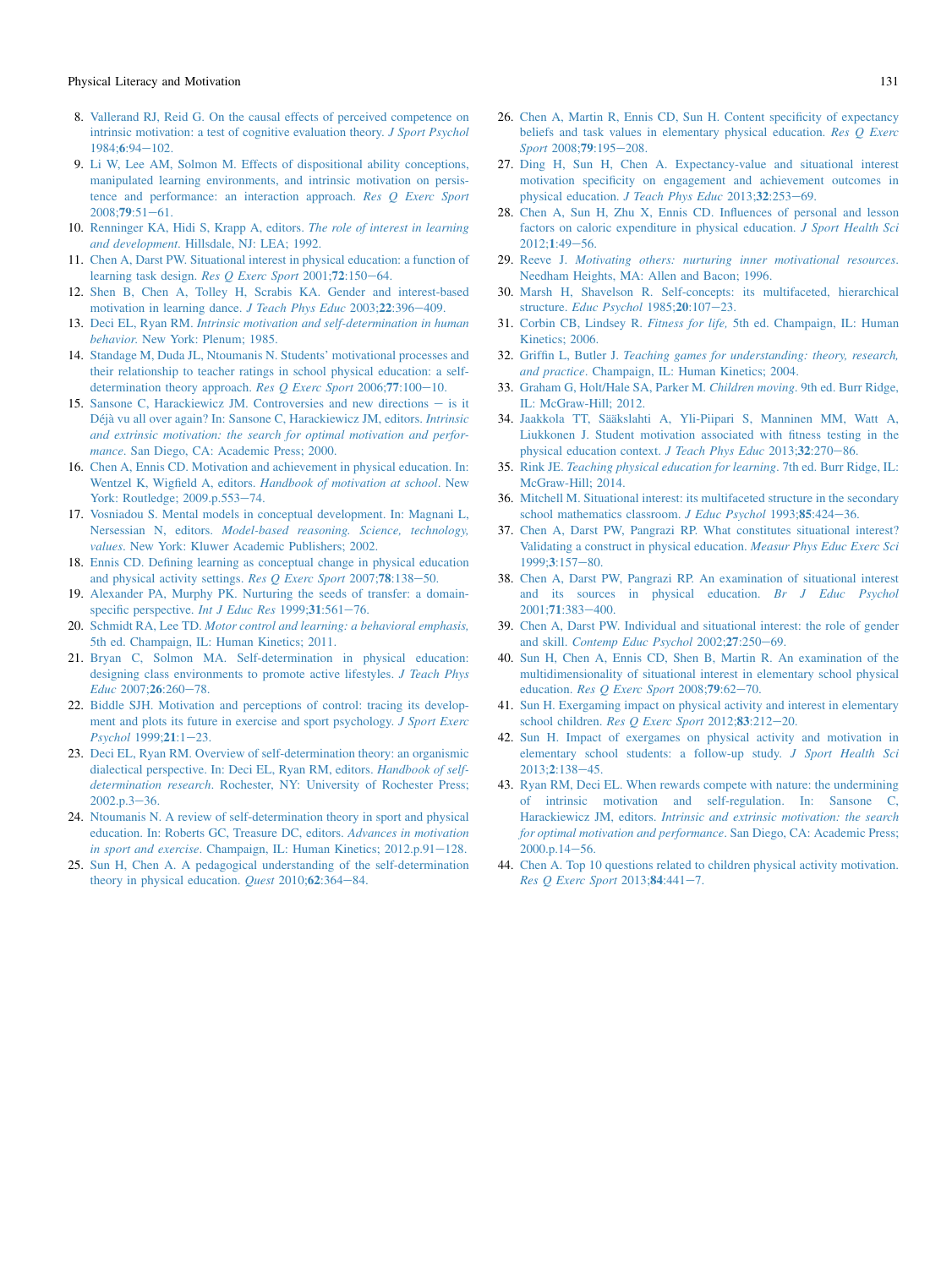8. Vallerand RJ, Reid G. On the causal effects of perceived competence on intrinsic motivation: a test of cognitive evaluation theory. *J Sport Psychol* 1984;**6**:94−102.
9. Li W, Lee AM, Solmon M. Effects of dispositional ability conceptions, manipulated learning environments, and intrinsic motivation on persistence and performance: an interaction approach. *Res Q Exerc Sport* 2008;**79**:51−61.
10. Renninger KA, Hidi S, Krapp A, editors. *The role of interest in learning and development*. Hillsdale, NJ: LEA; 1992.
11. Chen A, Darst PW. Situational interest in physical education: a function of learning task design. *Res Q Exerc Sport* 2001;**72**:150−64.
12. Shen B, Chen A, Tolley H, Scrabis KA. Gender and interest-based motivation in learning dance. *J Teach Phys Educ* 2003;**22**:396−409.
13. Deci EL, Ryan RM. *Intrinsic motivation and self-determination in human behavior*. New York: Plenum; 1985.
14. Standage M, Duda JL, Ntoumanis N. Students' motivational processes and their relationship to teacher ratings in school physical education: a self-determination theory approach. *Res Q Exerc Sport* 2006;**77**:100−10.
15. Sansone C, Harackiewicz JM. Controversies and new directions − is it Déjà vu all over again? In: Sansone C, Harackiewicz JM, editors. *Intrinsic and extrinsic motivation: the search for optimal motivation and performance*. San Diego, CA: Academic Press; 2000.
16. Chen A, Ennis CD. Motivation and achievement in physical education. In: Wentzel K, Wigfield A, editors. *Handbook of motivation at school*. New York: Routledge; 2009.p.553−74.
17. Vosniadou S. Mental models in conceptual development. In: Magnani L, Nersessian N, editors. *Model-based reasoning. Science, technology, values*. New York: Kluwer Academic Publishers; 2002.
18. Ennis CD. Defining learning as conceptual change in physical education and physical activity settings. *Res Q Exerc Sport* 2007;**78**:138−50.
19. Alexander PA, Murphy PK. Nurturing the seeds of transfer: a domain-specific perspective. *Int J Educ Res* 1999;**31**:561−76.
20. Schmidt RA, Lee TD. *Motor control and learning: a behavioral emphasis,* 5th ed. Champaign, IL: Human Kinetics; 2011.
21. Bryan C, Solmon MA. Self-determination in physical education: designing class environments to promote active lifestyles. *J Teach Phys Educ* 2007;**26**:260−78.
22. Biddle SJH. Motivation and perceptions of control: tracing its development and plots its future in exercise and sport psychology. *J Sport Exerc Psychol* 1999;**21**:1−23.
23. Deci EL, Ryan RM. Overview of self-determination theory: an organismic dialectical perspective. In: Deci EL, Ryan RM, editors. *Handbook of self-determination research*. Rochester, NY: University of Rochester Press; 2002.p.3−36.
24. Ntoumanis N. A review of self-determination theory in sport and physical education. In: Roberts GC, Treasure DC, editors. *Advances in motivation in sport and exercise*. Champaign, IL: Human Kinetics; 2012.p.91−128.
25. Sun H, Chen A. A pedagogical understanding of the self-determination theory in physical education. *Quest* 2010;**62**:364−84.
26. Chen A, Martin R, Ennis CD, Sun H. Content specificity of expectancy beliefs and task values in elementary physical education. *Res Q Exerc Sport* 2008;**79**:195−208.
27. Ding H, Sun H, Chen A. Expectancy-value and situational interest motivation specificity on engagement and achievement outcomes in physical education. *J Teach Phys Educ* 2013;**32**:253−69.
28. Chen A, Sun H, Zhu X, Ennis CD. Influences of personal and lesson factors on caloric expenditure in physical education. *J Sport Health Sci* 2012;**1**:49−56.
29. Reeve J. *Motivating others: nurturing inner motivational resources*. Needham Heights, MA: Allen and Bacon; 1996.
30. Marsh H, Shavelson R. Self-concepts: its multifaceted, hierarchical structure. *Educ Psychol* 1985;**20**:107−23.
31. Corbin CB, Lindsey R. *Fitness for life,* 5th ed. Champaign, IL: Human Kinetics; 2006.
32. Griffin L, Butler J. *Teaching games for understanding: theory, research, and practice*. Champaign, IL: Human Kinetics; 2004.
33. Graham G, Holt/Hale SA, Parker M. *Children moving*. 9th ed. Burr Ridge, IL: McGraw-Hill; 2012.
34. Jaakkola TT, Sääkslahti A, Yli-Piipari S, Manninen MM, Watt A, Liukkonen J. Student motivation associated with fitness testing in the physical education context. *J Teach Phys Educ* 2013;**32**:270−86.
35. Rink JE. *Teaching physical education for learning*. 7th ed. Burr Ridge, IL: McGraw-Hill; 2014.
36. Mitchell M. Situational interest: its multifaceted structure in the secondary school mathematics classroom. *J Educ Psychol* 1993;**85**:424−36.
37. Chen A, Darst PW, Pangrazi RP. What constitutes situational interest? Validating a construct in physical education. *Measur Phys Educ Exerc Sci* 1999;**3**:157−80.
38. Chen A, Darst PW, Pangrazi RP. An examination of situational interest and its sources in physical education. *Br J Educ Psychol* 2001;**71**:383−400.
39. Chen A, Darst PW. Individual and situational interest: the role of gender and skill. *Contemp Educ Psychol* 2002;**27**:250−69.
40. Sun H, Chen A, Ennis CD, Shen B, Martin R. An examination of the multidimensionality of situational interest in elementary school physical education. *Res Q Exerc Sport* 2008;**79**:62−70.
41. Sun H. Exergaming impact on physical activity and interest in elementary school children. *Res Q Exerc Sport* 2012;**83**:212−20.
42. Sun H. Impact of exergames on physical activity and motivation in elementary school students: a follow-up study. *J Sport Health Sci* 2013;**2**:138−45.
43. Ryan RM, Deci EL. When rewards compete with nature: the undermining of intrinsic motivation and self-regulation. In: Sansone C, Harackiewicz JM, editors. *Intrinsic and extrinsic motivation: the search for optimal motivation and performance*. San Diego, CA: Academic Press; 2000.p.14−56.
44. Chen A. Top 10 questions related to children physical activity motivation. *Res Q Exerc Sport* 2013;**84**:441−7.